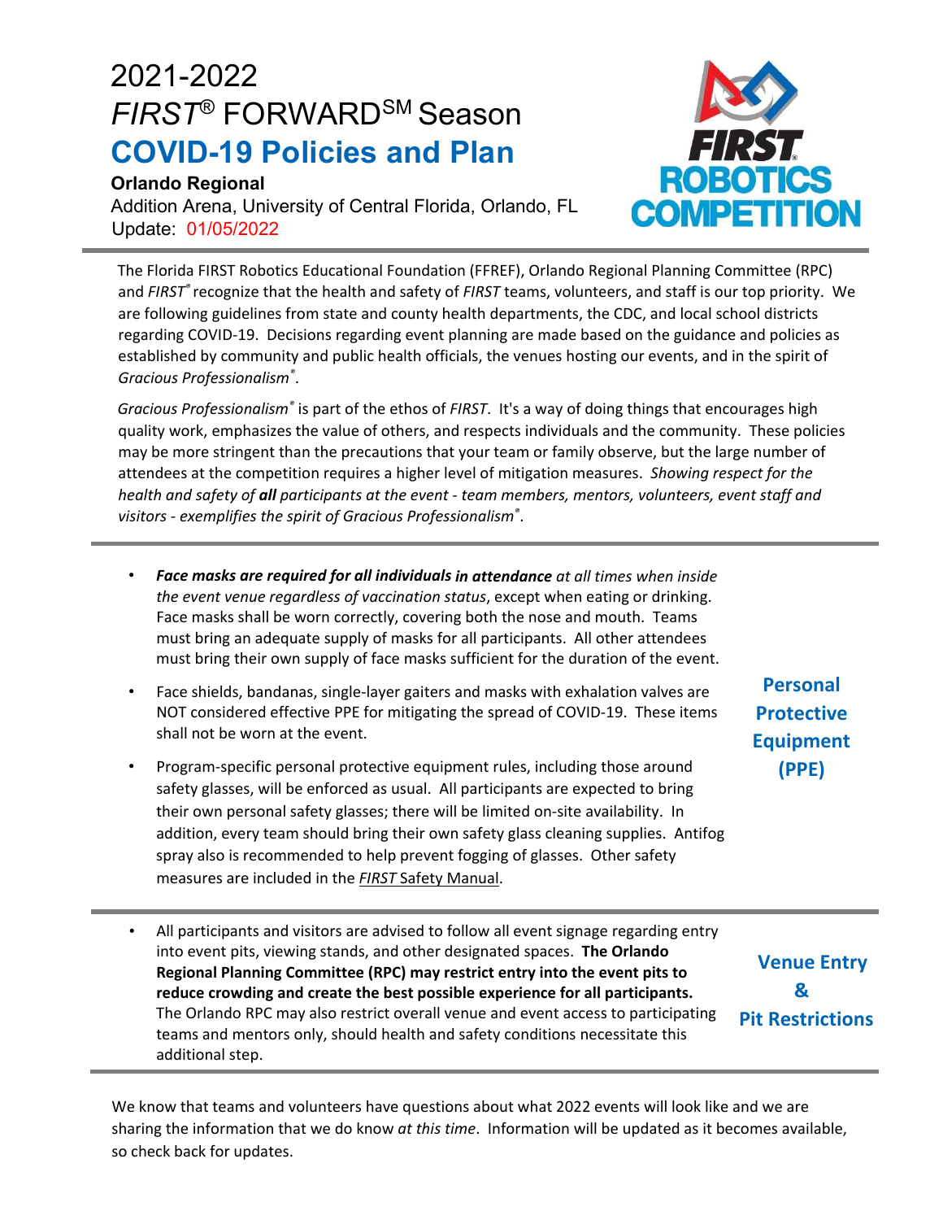# 2021-2022 *FIRST*® FORWARD℠ Season

## COVID-19 Policies and Plan

**Orlando Regional**
Addition Arena, University of Central Florida, Orlando, FL
Update: 01/05/2022

The Florida FIRST Robotics Educational Foundation (FFREF), Orlando Regional Planning Committee (RPC) and *FIRST*® recognize that the health and safety of *FIRST* teams, volunteers, and staff is our top priority. We are following guidelines from state and county health departments, the CDC, and local school districts regarding COVID-19. Decisions regarding event planning are made based on the guidance and policies as established by community and public health officials, the venues hosting our events, and in the spirit of *Gracious Professionalism*®.

*Gracious Professionalism*® is part of the ethos of *FIRST*. It's a way of doing things that encourages high quality work, emphasizes the value of others, and respects individuals and the community. These policies may be more stringent than the precautions that your team or family observe, but the large number of attendees at the competition requires a higher level of mitigation measures. *Showing respect for the health and safety of **all** participants at the event - team members, mentors, volunteers, event staff and visitors - exemplifies the spirit of Gracious Professionalism*®.

### Personal Protective Equipment (PPE)

- ***Face masks are required for all individuals in attendance** at all times when inside the event venue regardless of vaccination status*, except when eating or drinking. Face masks shall be worn correctly, covering both the nose and mouth. Teams must bring an adequate supply of masks for all participants. All other attendees must bring their own supply of face masks sufficient for the duration of the event.
- Face shields, bandanas, single-layer gaiters and masks with exhalation valves are NOT considered effective PPE for mitigating the spread of COVID-19. These items shall not be worn at the event.
- Program-specific personal protective equipment rules, including those around safety glasses, will be enforced as usual. All participants are expected to bring their own personal safety glasses; there will be limited on-site availability. In addition, every team should bring their own safety glass cleaning supplies. Antifog spray also is recommended to help prevent fogging of glasses. Other safety measures are included in the *FIRST* Safety Manual.

### Venue Entry & Pit Restrictions

- All participants and visitors are advised to follow all event signage regarding entry into event pits, viewing stands, and other designated spaces. **The Orlando Regional Planning Committee (RPC) may restrict entry into the event pits to reduce crowding and create the best possible experience for all participants.** The Orlando RPC may also restrict overall venue and event access to participating teams and mentors only, should health and safety conditions necessitate this additional step.

We know that teams and volunteers have questions about what 2022 events will look like and we are sharing the information that we do know *at this time*. Information will be updated as it becomes available, so check back for updates.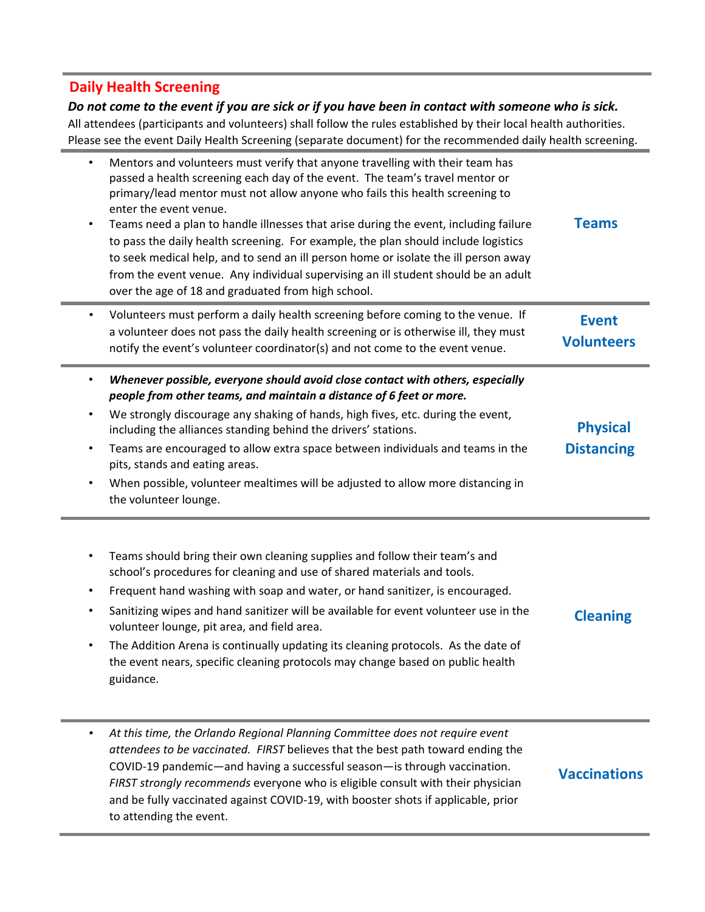## Daily Health Screening

***Do not come to the event if you are sick or if you have been in contact with someone who is sick.***

All attendees (participants and volunteers) shall follow the rules established by their local health authorities. Please see the event Daily Health Screening (separate document) for the recommended daily health screening.

### Teams

- Mentors and volunteers must verify that anyone travelling with their team has passed a health screening each day of the event. The team's travel mentor or primary/lead mentor must not allow anyone who fails this health screening to enter the event venue.
- Teams need a plan to handle illnesses that arise during the event, including failure to pass the daily health screening. For example, the plan should include logistics to seek medical help, and to send an ill person home or isolate the ill person away from the event venue. Any individual supervising an ill student should be an adult over the age of 18 and graduated from high school.

### Event Volunteers

- Volunteers must perform a daily health screening before coming to the venue. If a volunteer does not pass the daily health screening or is otherwise ill, they must notify the event's volunteer coordinator(s) and not come to the event venue.

### Physical Distancing

- ***Whenever possible, everyone should avoid close contact with others, especially people from other teams, and maintain a distance of 6 feet or more.***
- We strongly discourage any shaking of hands, high fives, etc. during the event, including the alliances standing behind the drivers' stations.
- Teams are encouraged to allow extra space between individuals and teams in the pits, stands and eating areas.
- When possible, volunteer mealtimes will be adjusted to allow more distancing in the volunteer lounge.

### Cleaning

- Teams should bring their own cleaning supplies and follow their team's and school's procedures for cleaning and use of shared materials and tools.
- Frequent hand washing with soap and water, or hand sanitizer, is encouraged.
- Sanitizing wipes and hand sanitizer will be available for event volunteer use in the volunteer lounge, pit area, and field area.
- The Addition Arena is continually updating its cleaning protocols. As the date of the event nears, specific cleaning protocols may change based on public health guidance.

### Vaccinations

- *At this time, the Orlando Regional Planning Committee does not require event attendees to be vaccinated. FIRST* believes that the best path toward ending the COVID-19 pandemic—and having a successful season—is through vaccination. *FIRST strongly recommends* everyone who is eligible consult with their physician and be fully vaccinated against COVID-19, with booster shots if applicable, prior to attending the event.